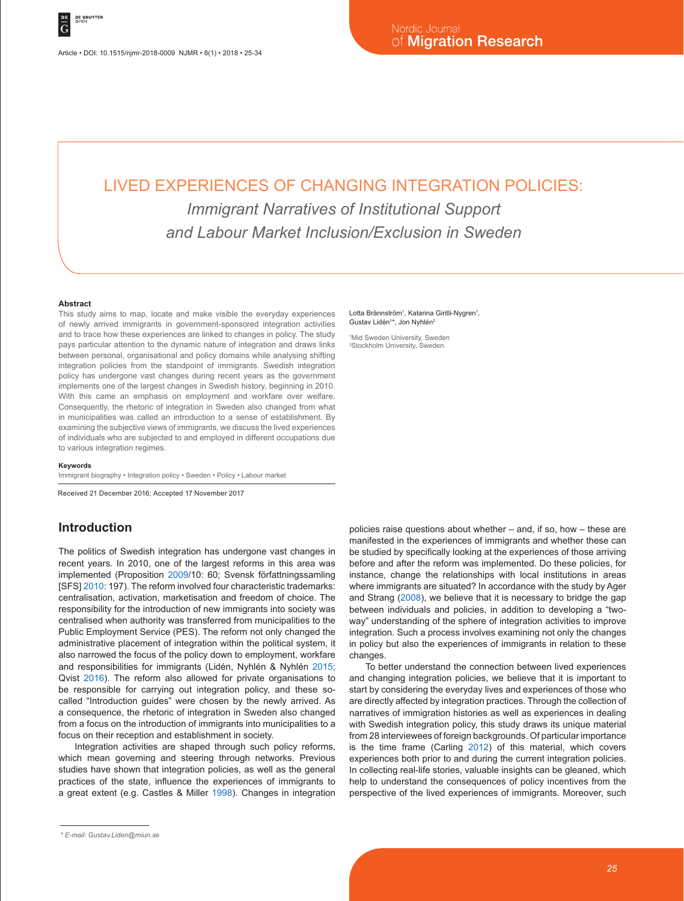# LIVED EXPERIENCES OF CHANGING INTEGRATION POLICIES:

## *Immigrant Narratives of Institutional Support and Labour Market Inclusion/Exclusion in Sweden*

Lotta Brännström[1], Katarina Giritli-Nygren[1], Gustav Lidén[1]*, Jon Nyhlén[2]

[1]Mid Sweden University, Sweden
[2]Stockholm University, Sweden

### Abstract

This study aims to map, locate and make visible the everyday experiences of newly arrived immigrants in government-sponsored integration activities and to trace how these experiences are linked to changes in policy. The study pays particular attention to the dynamic nature of integration and draws links between personal, organisational and policy domains while analysing shifting integration policies from the standpoint of immigrants. Swedish integration policy has undergone vast changes during recent years as the government implements one of the largest changes in Swedish history, beginning in 2010. With this came an emphasis on employment and workfare over welfare. Consequently, the rhetoric of integration in Sweden also changed from what in municipalities was called an introduction to a sense of establishment. By examining the subjective views of immigrants, we discuss the lived experiences of individuals who are subjected to and employed in different occupations due to various integration regimes.

### Keywords

Immigrant biography • Integration policy • Sweden • Policy • Labour market

Received 21 December 2016; Accepted 17 November 2017

## Introduction

The politics of Swedish integration has undergone vast changes in recent years. In 2010, one of the largest reforms in this area was implemented (Proposition 2009/10: 60; Svensk författningssamling [SFS] 2010: 197). The reform involved four characteristic trademarks: centralisation, activation, marketisation and freedom of choice. The responsibility for the introduction of new immigrants into society was centralised when authority was transferred from municipalities to the Public Employment Service (PES). The reform not only changed the administrative placement of integration within the political system, it also narrowed the focus of the policy down to employment, workfare and responsibilities for immigrants (Lidén, Nyhlén & Nyhlén 2015; Qvist 2016). The reform also allowed for private organisations to be responsible for carrying out integration policy, and these so-called "Introduction guides" were chosen by the newly arrived. As a consequence, the rhetoric of integration in Sweden also changed from a focus on the introduction of immigrants into municipalities to a focus on their reception and establishment in society.

Integration activities are shaped through such policy reforms, which mean governing and steering through networks. Previous studies have shown that integration policies, as well as the general practices of the state, influence the experiences of immigrants to a great extent (e.g. Castles & Miller 1998). Changes in integration policies raise questions about whether – and, if so, how – these are manifested in the experiences of immigrants and whether these can be studied by specifically looking at the experiences of those arriving before and after the reform was implemented. Do these policies, for instance, change the relationships with local institutions in areas where immigrants are situated? In accordance with the study by Ager and Strang (2008), we believe that it is necessary to bridge the gap between individuals and policies, in addition to developing a "two-way" understanding of the sphere of integration activities to improve integration. Such a process involves examining not only the changes in policy but also the experiences of immigrants in relation to these changes.

To better understand the connection between lived experiences and changing integration policies, we believe that it is important to start by considering the everyday lives and experiences of those who are directly affected by integration practices. Through the collection of narratives of immigration histories as well as experiences in dealing with Swedish integration policy, this study draws its unique material from 28 interviewees of foreign backgrounds. Of particular importance is the time frame (Carling 2012) of this material, which covers experiences both prior to and during the current integration policies. In collecting real-life stories, valuable insights can be gleaned, which help to understand the consequences of policy incentives from the perspective of the lived experiences of immigrants. Moreover, such

\* E-mail: Gustav.Liden@miun.se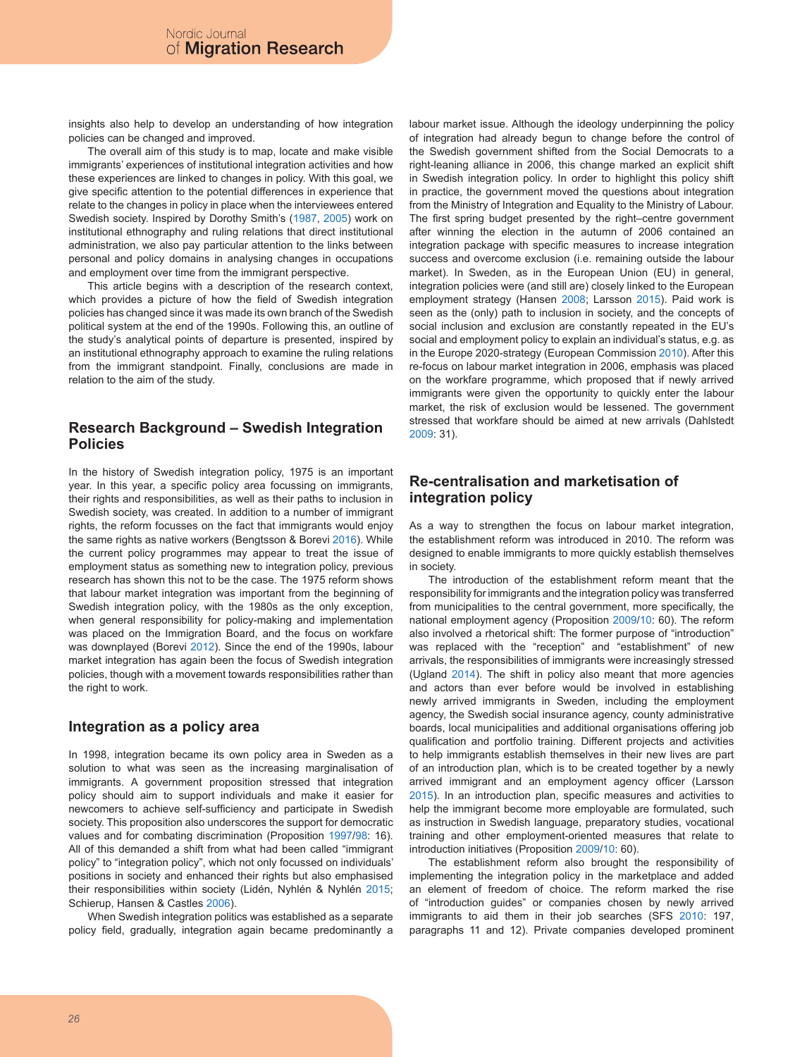insights also help to develop an understanding of how integration policies can be changed and improved.

The overall aim of this study is to map, locate and make visible immigrants' experiences of institutional integration activities and how these experiences are linked to changes in policy. With this goal, we give specific attention to the potential differences in experience that relate to the changes in policy in place when the interviewees entered Swedish society. Inspired by Dorothy Smith's (1987, 2005) work on institutional ethnography and ruling relations that direct institutional administration, we also pay particular attention to the links between personal and policy domains in analysing changes in occupations and employment over time from the immigrant perspective.

This article begins with a description of the research context, which provides a picture of how the field of Swedish integration policies has changed since it was made its own branch of the Swedish political system at the end of the 1990s. Following this, an outline of the study's analytical points of departure is presented, inspired by an institutional ethnography approach to examine the ruling relations from the immigrant standpoint. Finally, conclusions are made in relation to the aim of the study.

## Research Background – Swedish Integration Policies

In the history of Swedish integration policy, 1975 is an important year. In this year, a specific policy area focussing on immigrants, their rights and responsibilities, as well as their paths to inclusion in Swedish society, was created. In addition to a number of immigrant rights, the reform focusses on the fact that immigrants would enjoy the same rights as native workers (Bengtsson & Borevi 2016). While the current policy programmes may appear to treat the issue of employment status as something new to integration policy, previous research has shown this not to be the case. The 1975 reform shows that labour market integration was important from the beginning of Swedish integration policy, with the 1980s as the only exception, when general responsibility for policy-making and implementation was placed on the Immigration Board, and the focus on workfare was downplayed (Borevi 2012). Since the end of the 1990s, labour market integration has again been the focus of Swedish integration policies, though with a movement towards responsibilities rather than the right to work.

## Integration as a policy area

In 1998, integration became its own policy area in Sweden as a solution to what was seen as the increasing marginalisation of immigrants. A government proposition stressed that integration policy should aim to support individuals and make it easier for newcomers to achieve self-sufficiency and participate in Swedish society. This proposition also underscores the support for democratic values and for combating discrimination (Proposition 1997/98: 16). All of this demanded a shift from what had been called "immigrant policy" to "integration policy", which not only focussed on individuals' positions in society and enhanced their rights but also emphasised their responsibilities within society (Lidén, Nyhlén & Nyhlén 2015; Schierup, Hansen & Castles 2006).

When Swedish integration politics was established as a separate policy field, gradually, integration again became predominantly a labour market issue. Although the ideology underpinning the policy of integration had already begun to change before the control of the Swedish government shifted from the Social Democrats to a right-leaning alliance in 2006, this change marked an explicit shift in Swedish integration policy. In order to highlight this policy shift in practice, the government moved the questions about integration from the Ministry of Integration and Equality to the Ministry of Labour. The first spring budget presented by the right–centre government after winning the election in the autumn of 2006 contained an integration package with specific measures to increase integration success and overcome exclusion (i.e. remaining outside the labour market). In Sweden, as in the European Union (EU) in general, integration policies were (and still are) closely linked to the European employment strategy (Hansen 2008; Larsson 2015). Paid work is seen as the (only) path to inclusion in society, and the concepts of social inclusion and exclusion are constantly repeated in the EU's social and employment policy to explain an individual's status, e.g. as in the Europe 2020-strategy (European Commission 2010). After this re-focus on labour market integration in 2006, emphasis was placed on the workfare programme, which proposed that if newly arrived immigrants were given the opportunity to quickly enter the labour market, the risk of exclusion would be lessened. The government stressed that workfare should be aimed at new arrivals (Dahlstedt 2009: 31).

## Re-centralisation and marketisation of integration policy

As a way to strengthen the focus on labour market integration, the establishment reform was introduced in 2010. The reform was designed to enable immigrants to more quickly establish themselves in society.

The introduction of the establishment reform meant that the responsibility for immigrants and the integration policy was transferred from municipalities to the central government, more specifically, the national employment agency (Proposition 2009/10: 60). The reform also involved a rhetorical shift: The former purpose of "introduction" was replaced with the "reception" and "establishment" of new arrivals, the responsibilities of immigrants were increasingly stressed (Ugland 2014). The shift in policy also meant that more agencies and actors than ever before would be involved in establishing newly arrived immigrants in Sweden, including the employment agency, the Swedish social insurance agency, county administrative boards, local municipalities and additional organisations offering job qualification and portfolio training. Different projects and activities to help immigrants establish themselves in their new lives are part of an introduction plan, which is to be created together by a newly arrived immigrant and an employment agency officer (Larsson 2015). In an introduction plan, specific measures and activities to help the immigrant become more employable are formulated, such as instruction in Swedish language, preparatory studies, vocational training and other employment-oriented measures that relate to introduction initiatives (Proposition 2009/10: 60).

The establishment reform also brought the responsibility of implementing the integration policy in the marketplace and added an element of freedom of choice. The reform marked the rise of "introduction guides" or companies chosen by newly arrived immigrants to aid them in their job searches (SFS 2010: 197, paragraphs 11 and 12). Private companies developed prominent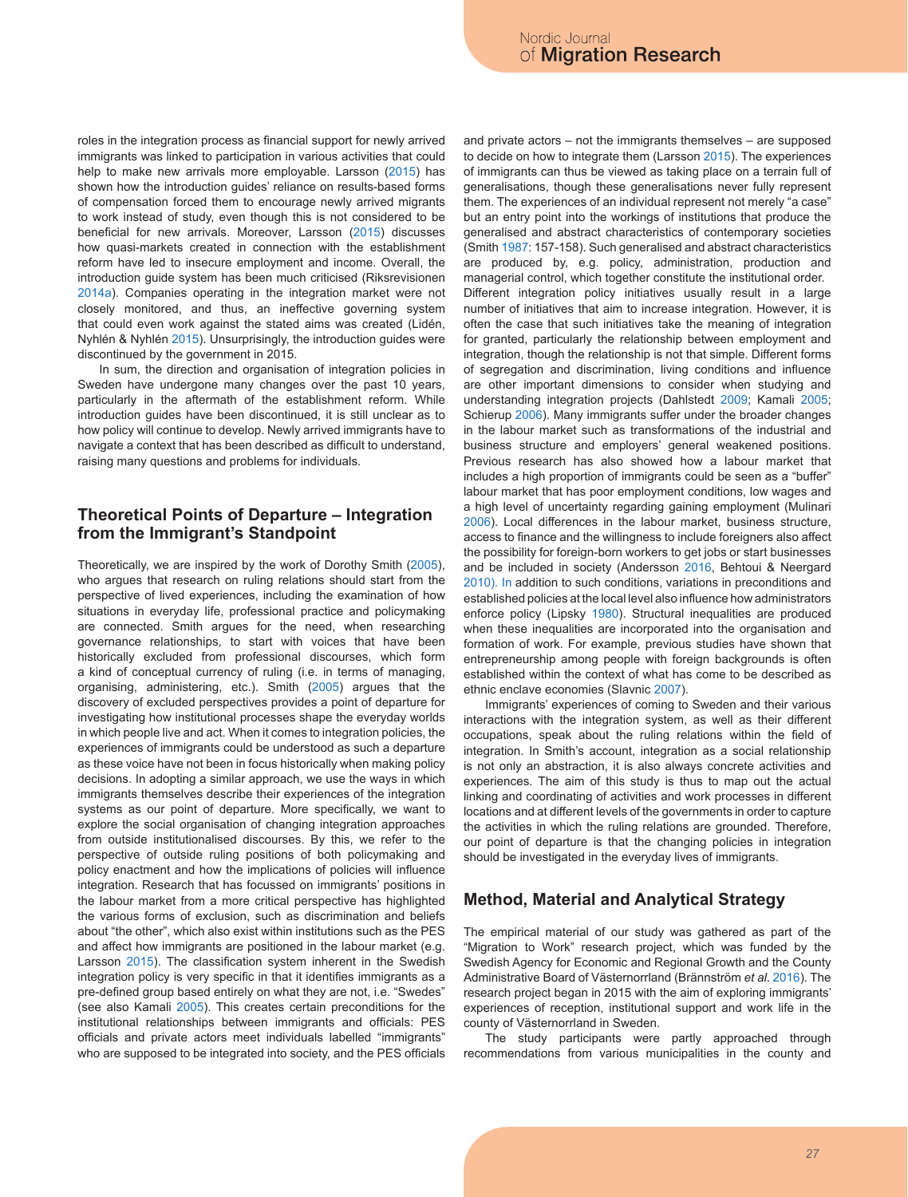roles in the integration process as financial support for newly arrived immigrants was linked to participation in various activities that could help to make new arrivals more employable. Larsson (2015) has shown how the introduction guides' reliance on results-based forms of compensation forced them to encourage newly arrived migrants to work instead of study, even though this is not considered to be beneficial for new arrivals. Moreover, Larsson (2015) discusses how quasi-markets created in connection with the establishment reform have led to insecure employment and income. Overall, the introduction guide system has been much criticised (Riksrevisionen 2014a). Companies operating in the integration market were not closely monitored, and thus, an ineffective governing system that could even work against the stated aims was created (Lidén, Nyhlén & Nyhlén 2015). Unsurprisingly, the introduction guides were discontinued by the government in 2015.

In sum, the direction and organisation of integration policies in Sweden have undergone many changes over the past 10 years, particularly in the aftermath of the establishment reform. While introduction guides have been discontinued, it is still unclear as to how policy will continue to develop. Newly arrived immigrants have to navigate a context that has been described as difficult to understand, raising many questions and problems for individuals.

## Theoretical Points of Departure – Integration from the Immigrant's Standpoint

Theoretically, we are inspired by the work of Dorothy Smith (2005), who argues that research on ruling relations should start from the perspective of lived experiences, including the examination of how situations in everyday life, professional practice and policymaking are connected. Smith argues for the need, when researching governance relationships, to start with voices that have been historically excluded from professional discourses, which form a kind of conceptual currency of ruling (i.e. in terms of managing, organising, administering, etc.). Smith (2005) argues that the discovery of excluded perspectives provides a point of departure for investigating how institutional processes shape the everyday worlds in which people live and act. When it comes to integration policies, the experiences of immigrants could be understood as such a departure as these voice have not been in focus historically when making policy decisions. In adopting a similar approach, we use the ways in which immigrants themselves describe their experiences of the integration systems as our point of departure. More specifically, we want to explore the social organisation of changing integration approaches from outside institutionalised discourses. By this, we refer to the perspective of outside ruling positions of both policymaking and policy enactment and how the implications of policies will influence integration. Research that has focussed on immigrants' positions in the labour market from a more critical perspective has highlighted the various forms of exclusion, such as discrimination and beliefs about "the other", which also exist within institutions such as the PES and affect how immigrants are positioned in the labour market (e.g. Larsson 2015). The classification system inherent in the Swedish integration policy is very specific in that it identifies immigrants as a pre-defined group based entirely on what they are not, i.e. "Swedes" (see also Kamali 2005). This creates certain preconditions for the institutional relationships between immigrants and officials: PES officials and private actors meet individuals labelled "immigrants" who are supposed to be integrated into society, and the PES officials and private actors – not the immigrants themselves – are supposed to decide on how to integrate them (Larsson 2015). The experiences of immigrants can thus be viewed as taking place on a terrain full of generalisations, though these generalisations never fully represent them. The experiences of an individual represent not merely "a case" but an entry point into the workings of institutions that produce the generalised and abstract characteristics of contemporary societies (Smith 1987: 157-158). Such generalised and abstract characteristics are produced by, e.g. policy, administration, production and managerial control, which together constitute the institutional order.

Different integration policy initiatives usually result in a large number of initiatives that aim to increase integration. However, it is often the case that such initiatives take the meaning of integration for granted, particularly the relationship between employment and integration, though the relationship is not that simple. Different forms of segregation and discrimination, living conditions and influence are other important dimensions to consider when studying and understanding integration projects (Dahlstedt 2009; Kamali 2005; Schierup 2006). Many immigrants suffer under the broader changes in the labour market such as transformations of the industrial and business structure and employers' general weakened positions. Previous research has also showed how a labour market that includes a high proportion of immigrants could be seen as a "buffer" labour market that has poor employment conditions, low wages and a high level of uncertainty regarding gaining employment (Mulinari 2006). Local differences in the labour market, business structure, access to finance and the willingness to include foreigners also affect the possibility for foreign-born workers to get jobs or start businesses and be included in society (Andersson 2016, Behtoui & Neergard 2010). In addition to such conditions, variations in preconditions and established policies at the local level also influence how administrators enforce policy (Lipsky 1980). Structural inequalities are produced when these inequalities are incorporated into the organisation and formation of work. For example, previous studies have shown that entrepreneurship among people with foreign backgrounds is often established within the context of what has come to be described as ethnic enclave economies (Slavnic 2007).

Immigrants' experiences of coming to Sweden and their various interactions with the integration system, as well as their different occupations, speak about the ruling relations within the field of integration. In Smith's account, integration as a social relationship is not only an abstraction, it is also always concrete activities and experiences. The aim of this study is thus to map out the actual linking and coordinating of activities and work processes in different locations and at different levels of the governments in order to capture the activities in which the ruling relations are grounded. Therefore, our point of departure is that the changing policies in integration should be investigated in the everyday lives of immigrants.

## Method, Material and Analytical Strategy

The empirical material of our study was gathered as part of the "Migration to Work" research project, which was funded by the Swedish Agency for Economic and Regional Growth and the County Administrative Board of Västernorrland (Brännström *et al.* 2016). The research project began in 2015 with the aim of exploring immigrants' experiences of reception, institutional support and work life in the county of Västernorrland in Sweden.

The study participants were partly approached through recommendations from various municipalities in the county and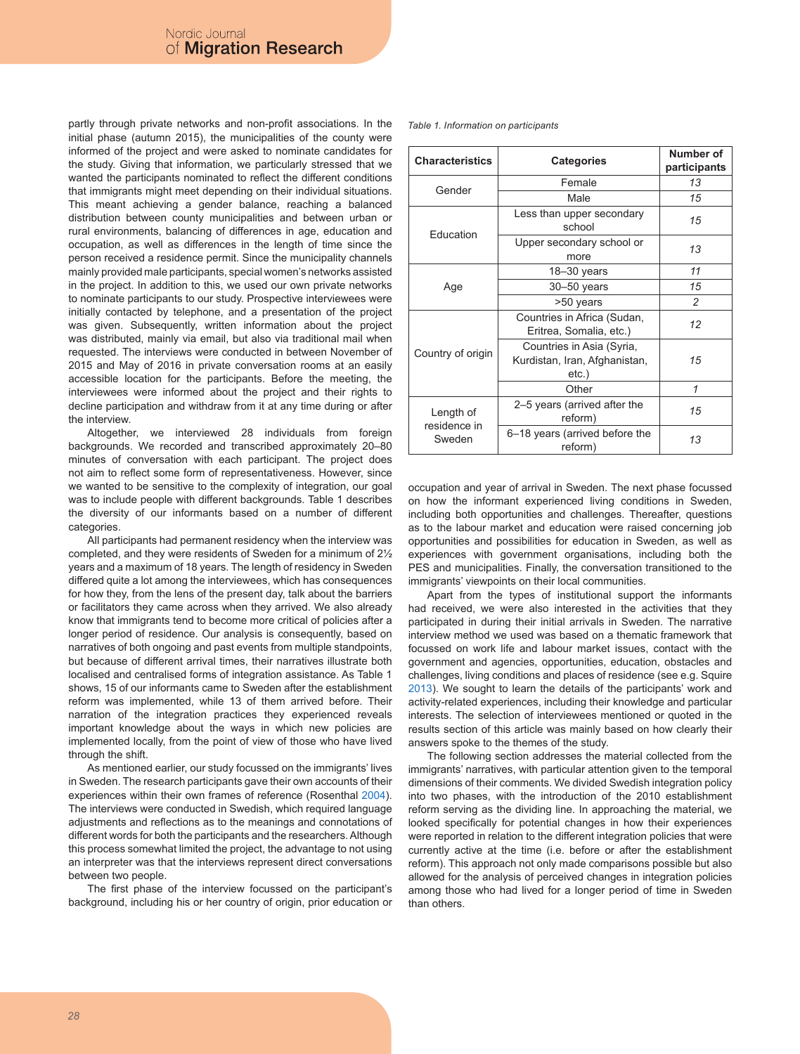partly through private networks and non-profit associations. In the initial phase (autumn 2015), the municipalities of the county were informed of the project and were asked to nominate candidates for the study. Giving that information, we particularly stressed that we wanted the participants nominated to reflect the different conditions that immigrants might meet depending on their individual situations. This meant achieving a gender balance, reaching a balanced distribution between county municipalities and between urban or rural environments, balancing of differences in age, education and occupation, as well as differences in the length of time since the person received a residence permit. Since the municipality channels mainly provided male participants, special women's networks assisted in the project. In addition to this, we used our own private networks to nominate participants to our study. Prospective interviewees were initially contacted by telephone, and a presentation of the project was given. Subsequently, written information about the project was distributed, mainly via email, but also via traditional mail when requested. The interviews were conducted in between November of 2015 and May of 2016 in private conversation rooms at an easily accessible location for the participants. Before the meeting, the interviewees were informed about the project and their rights to decline participation and withdraw from it at any time during or after the interview.

Altogether, we interviewed 28 individuals from foreign backgrounds. We recorded and transcribed approximately 20–80 minutes of conversation with each participant. The project does not aim to reflect some form of representativeness. However, since we wanted to be sensitive to the complexity of integration, our goal was to include people with different backgrounds. Table 1 describes the diversity of our informants based on a number of different categories.

All participants had permanent residency when the interview was completed, and they were residents of Sweden for a minimum of 2½ years and a maximum of 18 years. The length of residency in Sweden differed quite a lot among the interviewees, which has consequences for how they, from the lens of the present day, talk about the barriers or facilitators they came across when they arrived. We also already know that immigrants tend to become more critical of policies after a longer period of residence. Our analysis is consequently, based on narratives of both ongoing and past events from multiple standpoints, but because of different arrival times, their narratives illustrate both localised and centralised forms of integration assistance. As Table 1 shows, 15 of our informants came to Sweden after the establishment reform was implemented, while 13 of them arrived before. Their narration of the integration practices they experienced reveals important knowledge about the ways in which new policies are implemented locally, from the point of view of those who have lived through the shift.

As mentioned earlier, our study focussed on the immigrants' lives in Sweden. The research participants gave their own accounts of their experiences within their own frames of reference (Rosenthal 2004). The interviews were conducted in Swedish, which required language adjustments and reflections as to the meanings and connotations of different words for both the participants and the researchers. Although this process somewhat limited the project, the advantage to not using an interpreter was that the interviews represent direct conversations between two people.

The first phase of the interview focussed on the participant's background, including his or her country of origin, prior education or occupation and year of arrival in Sweden. The next phase focussed on how the informant experienced living conditions in Sweden, including both opportunities and challenges. Thereafter, questions as to the labour market and education were raised concerning job opportunities and possibilities for education in Sweden, as well as experiences with government organisations, including both the PES and municipalities. Finally, the conversation transitioned to the immigrants' viewpoints on their local communities.

Apart from the types of institutional support the informants had received, we were also interested in the activities that they participated in during their initial arrivals in Sweden. The narrative interview method we used was based on a thematic framework that focussed on work life and labour market issues, contact with the government and agencies, opportunities, education, obstacles and challenges, living conditions and places of residence (see e.g. Squire 2013). We sought to learn the details of the participants' work and activity-related experiences, including their knowledge and particular interests. The selection of interviewees mentioned or quoted in the results section of this article was mainly based on how clearly their answers spoke to the themes of the study.

The following section addresses the material collected from the immigrants' narratives, with particular attention given to the temporal dimensions of their comments. We divided Swedish integration policy into two phases, with the introduction of the 2010 establishment reform serving as the dividing line. In approaching the material, we looked specifically for potential changes in how their experiences were reported in relation to the different integration policies that were currently active at the time (i.e. before or after the establishment reform). This approach not only made comparisons possible but also allowed for the analysis of perceived changes in integration policies among those who had lived for a longer period of time in Sweden than others.

*Table 1. Information on participants*

| Characteristics | Categories | Number of participants |
|---|---|---|
| Gender | Female | 13 |
| | Male | 15 |
| Education | Less than upper secondary school | 15 |
| | Upper secondary school or more | 13 |
| Age | 18–30 years | 11 |
| | 30–50 years | 15 |
| | >50 years | 2 |
| Country of origin | Countries in Africa (Sudan, Eritrea, Somalia, etc.) | 12 |
| | Countries in Asia (Syria, Kurdistan, Iran, Afghanistan, etc.) | 15 |
| | Other | 1 |
| Length of residence in Sweden | 2–5 years (arrived after the reform) | 15 |
| | 6–18 years (arrived before the reform) | 13 |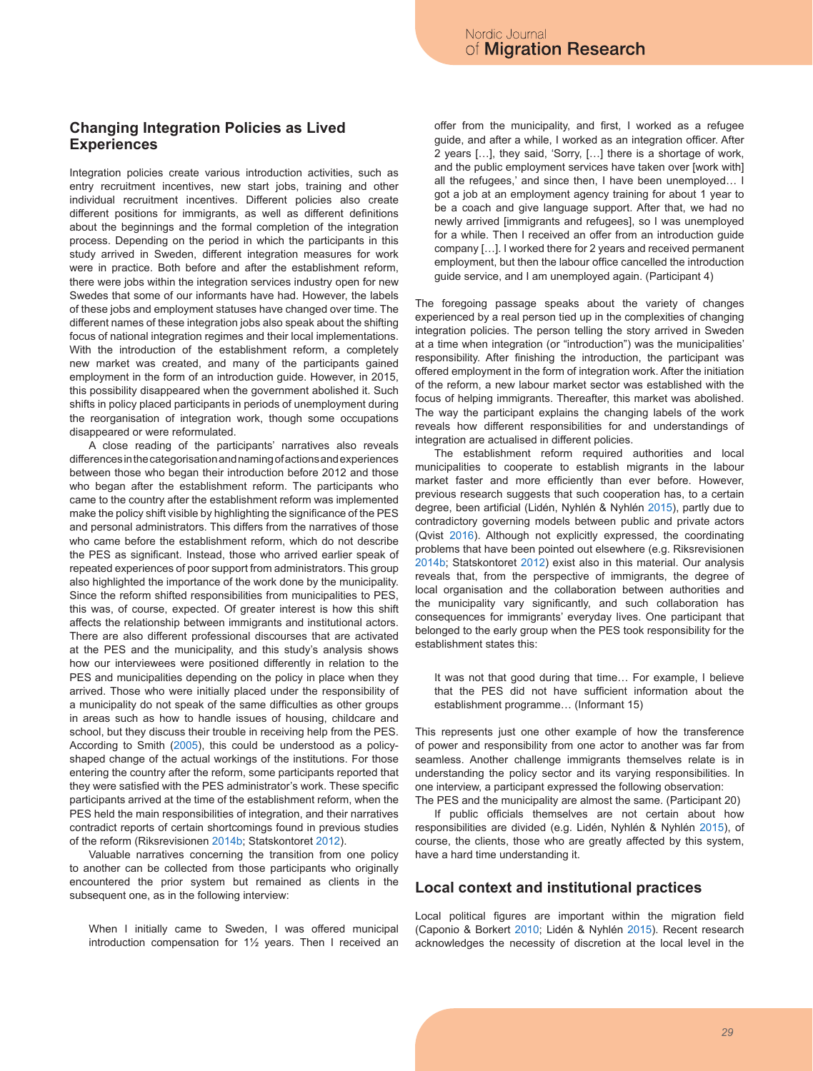## Changing Integration Policies as Lived Experiences

Integration policies create various introduction activities, such as entry recruitment incentives, new start jobs, training and other individual recruitment incentives. Different policies also create different positions for immigrants, as well as different definitions about the beginnings and the formal completion of the integration process. Depending on the period in which the participants in this study arrived in Sweden, different integration measures for work were in practice. Both before and after the establishment reform, there were jobs within the integration services industry open for new Swedes that some of our informants have had. However, the labels of these jobs and employment statuses have changed over time. The different names of these integration jobs also speak about the shifting focus of national integration regimes and their local implementations. With the introduction of the establishment reform, a completely new market was created, and many of the participants gained employment in the form of an introduction guide. However, in 2015, this possibility disappeared when the government abolished it. Such shifts in policy placed participants in periods of unemployment during the reorganisation of integration work, though some occupations disappeared or were reformulated.

A close reading of the participants' narratives also reveals differences in the categorisation and naming of actions and experiences between those who began their introduction before 2012 and those who began after the establishment reform. The participants who came to the country after the establishment reform was implemented make the policy shift visible by highlighting the significance of the PES and personal administrators. This differs from the narratives of those who came before the establishment reform, which do not describe the PES as significant. Instead, those who arrived earlier speak of repeated experiences of poor support from administrators. This group also highlighted the importance of the work done by the municipality. Since the reform shifted responsibilities from municipalities to PES, this was, of course, expected. Of greater interest is how this shift affects the relationship between immigrants and institutional actors. There are also different professional discourses that are activated at the PES and the municipality, and this study's analysis shows how our interviewees were positioned differently in relation to the PES and municipalities depending on the policy in place when they arrived. Those who were initially placed under the responsibility of a municipality do not speak of the same difficulties as other groups in areas such as how to handle issues of housing, childcare and school, but they discuss their trouble in receiving help from the PES. According to Smith (2005), this could be understood as a policy-shaped change of the actual workings of the institutions. For those entering the country after the reform, some participants reported that they were satisfied with the PES administrator's work. These specific participants arrived at the time of the establishment reform, when the PES held the main responsibilities of integration, and their narratives contradict reports of certain shortcomings found in previous studies of the reform (Riksrevisionen 2014b; Statskontoret 2012).

Valuable narratives concerning the transition from one policy to another can be collected from those participants who originally encountered the prior system but remained as clients in the subsequent one, as in the following interview:

> When I initially came to Sweden, I was offered municipal introduction compensation for 1½ years. Then I received an offer from the municipality, and first, I worked as a refugee guide, and after a while, I worked as an integration officer. After 2 years […], they said, 'Sorry, […] there is a shortage of work, and the public employment services have taken over [work with] all the refugees,' and since then, I have been unemployed… I got a job at an employment agency training for about 1 year to be a coach and give language support. After that, we had no newly arrived [immigrants and refugees], so I was unemployed for a while. Then I received an offer from an introduction guide company […]. I worked there for 2 years and received permanent employment, but then the labour office cancelled the introduction guide service, and I am unemployed again. (Participant 4)

The foregoing passage speaks about the variety of changes experienced by a real person tied up in the complexities of changing integration policies. The person telling the story arrived in Sweden at a time when integration (or "introduction") was the municipalities' responsibility. After finishing the introduction, the participant was offered employment in the form of integration work. After the initiation of the reform, a new labour market sector was established with the focus of helping immigrants. Thereafter, this market was abolished. The way the participant explains the changing labels of the work reveals how different responsibilities for and understandings of integration are actualised in different policies.

The establishment reform required authorities and local municipalities to cooperate to establish migrants in the labour market faster and more efficiently than ever before. However, previous research suggests that such cooperation has, to a certain degree, been artificial (Lidén, Nyhlén & Nyhlén 2015), partly due to contradictory governing models between public and private actors (Qvist 2016). Although not explicitly expressed, the coordinating problems that have been pointed out elsewhere (e.g. Riksrevisionen 2014b; Statskontoret 2012) exist also in this material. Our analysis reveals that, from the perspective of immigrants, the degree of local organisation and the collaboration between authorities and the municipality vary significantly, and such collaboration has consequences for immigrants' everyday lives. One participant that belonged to the early group when the PES took responsibility for the establishment states this:

> It was not that good during that time… For example, I believe that the PES did not have sufficient information about the establishment programme… (Informant 15)

This represents just one other example of how the transference of power and responsibility from one actor to another was far from seamless. Another challenge immigrants themselves relate is in understanding the policy sector and its varying responsibilities. In one interview, a participant expressed the following observation:

The PES and the municipality are almost the same. (Participant 20)

If public officials themselves are not certain about how responsibilities are divided (e.g. Lidén, Nyhlén & Nyhlén 2015), of course, the clients, those who are greatly affected by this system, have a hard time understanding it.

## Local context and institutional practices

Local political figures are important within the migration field (Caponio & Borkert 2010; Lidén & Nyhlén 2015). Recent research acknowledges the necessity of discretion at the local level in the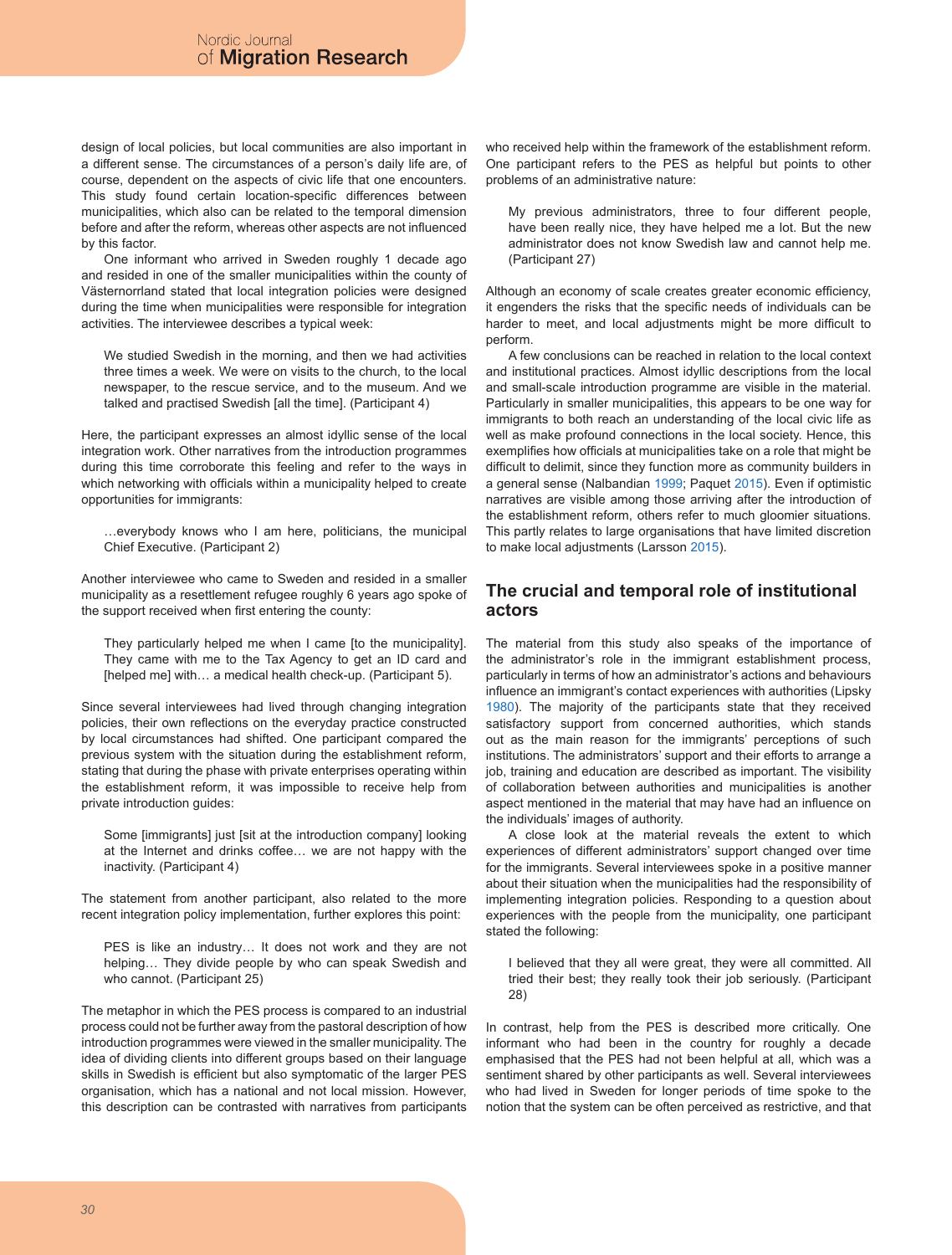design of local policies, but local communities are also important in a different sense. The circumstances of a person's daily life are, of course, dependent on the aspects of civic life that one encounters. This study found certain location-specific differences between municipalities, which also can be related to the temporal dimension before and after the reform, whereas other aspects are not influenced by this factor.

One informant who arrived in Sweden roughly 1 decade ago and resided in one of the smaller municipalities within the county of Västernorrland stated that local integration policies were designed during the time when municipalities were responsible for integration activities. The interviewee describes a typical week:

> We studied Swedish in the morning, and then we had activities three times a week. We were on visits to the church, to the local newspaper, to the rescue service, and to the museum. And we talked and practised Swedish [all the time]. (Participant 4)

Here, the participant expresses an almost idyllic sense of the local integration work. Other narratives from the introduction programmes during this time corroborate this feeling and refer to the ways in which networking with officials within a municipality helped to create opportunities for immigrants:

> …everybody knows who I am here, politicians, the municipal Chief Executive. (Participant 2)

Another interviewee who came to Sweden and resided in a smaller municipality as a resettlement refugee roughly 6 years ago spoke of the support received when first entering the county:

> They particularly helped me when I came [to the municipality]. They came with me to the Tax Agency to get an ID card and [helped me] with… a medical health check-up. (Participant 5).

Since several interviewees had lived through changing integration policies, their own reflections on the everyday practice constructed by local circumstances had shifted. One participant compared the previous system with the situation during the establishment reform, stating that during the phase with private enterprises operating within the establishment reform, it was impossible to receive help from private introduction guides:

> Some [immigrants] just [sit at the introduction company] looking at the Internet and drinks coffee… we are not happy with the inactivity. (Participant 4)

The statement from another participant, also related to the more recent integration policy implementation, further explores this point:

> PES is like an industry… It does not work and they are not helping… They divide people by who can speak Swedish and who cannot. (Participant 25)

The metaphor in which the PES process is compared to an industrial process could not be further away from the pastoral description of how introduction programmes were viewed in the smaller municipality. The idea of dividing clients into different groups based on their language skills in Swedish is efficient but also symptomatic of the larger PES organisation, which has a national and not local mission. However, this description can be contrasted with narratives from participants who received help within the framework of the establishment reform. One participant refers to the PES as helpful but points to other problems of an administrative nature:

> My previous administrators, three to four different people, have been really nice, they have helped me a lot. But the new administrator does not know Swedish law and cannot help me. (Participant 27)

Although an economy of scale creates greater economic efficiency, it engenders the risks that the specific needs of individuals can be harder to meet, and local adjustments might be more difficult to perform.

A few conclusions can be reached in relation to the local context and institutional practices. Almost idyllic descriptions from the local and small-scale introduction programme are visible in the material. Particularly in smaller municipalities, this appears to be one way for immigrants to both reach an understanding of the local civic life as well as make profound connections in the local society. Hence, this exemplifies how officials at municipalities take on a role that might be difficult to delimit, since they function more as community builders in a general sense (Nalbandian 1999; Paquet 2015). Even if optimistic narratives are visible among those arriving after the introduction of the establishment reform, others refer to much gloomier situations. This partly relates to large organisations that have limited discretion to make local adjustments (Larsson 2015).

## The crucial and temporal role of institutional actors

The material from this study also speaks of the importance of the administrator's role in the immigrant establishment process, particularly in terms of how an administrator's actions and behaviours influence an immigrant's contact experiences with authorities (Lipsky 1980). The majority of the participants state that they received satisfactory support from concerned authorities, which stands out as the main reason for the immigrants' perceptions of such institutions. The administrators' support and their efforts to arrange a job, training and education are described as important. The visibility of collaboration between authorities and municipalities is another aspect mentioned in the material that may have had an influence on the individuals' images of authority.

A close look at the material reveals the extent to which experiences of different administrators' support changed over time for the immigrants. Several interviewees spoke in a positive manner about their situation when the municipalities had the responsibility of implementing integration policies. Responding to a question about experiences with the people from the municipality, one participant stated the following:

> I believed that they all were great, they were all committed. All tried their best; they really took their job seriously. (Participant 28)

In contrast, help from the PES is described more critically. One informant who had been in the country for roughly a decade emphasised that the PES had not been helpful at all, which was a sentiment shared by other participants as well. Several interviewees who had lived in Sweden for longer periods of time spoke to the notion that the system can be often perceived as restrictive, and that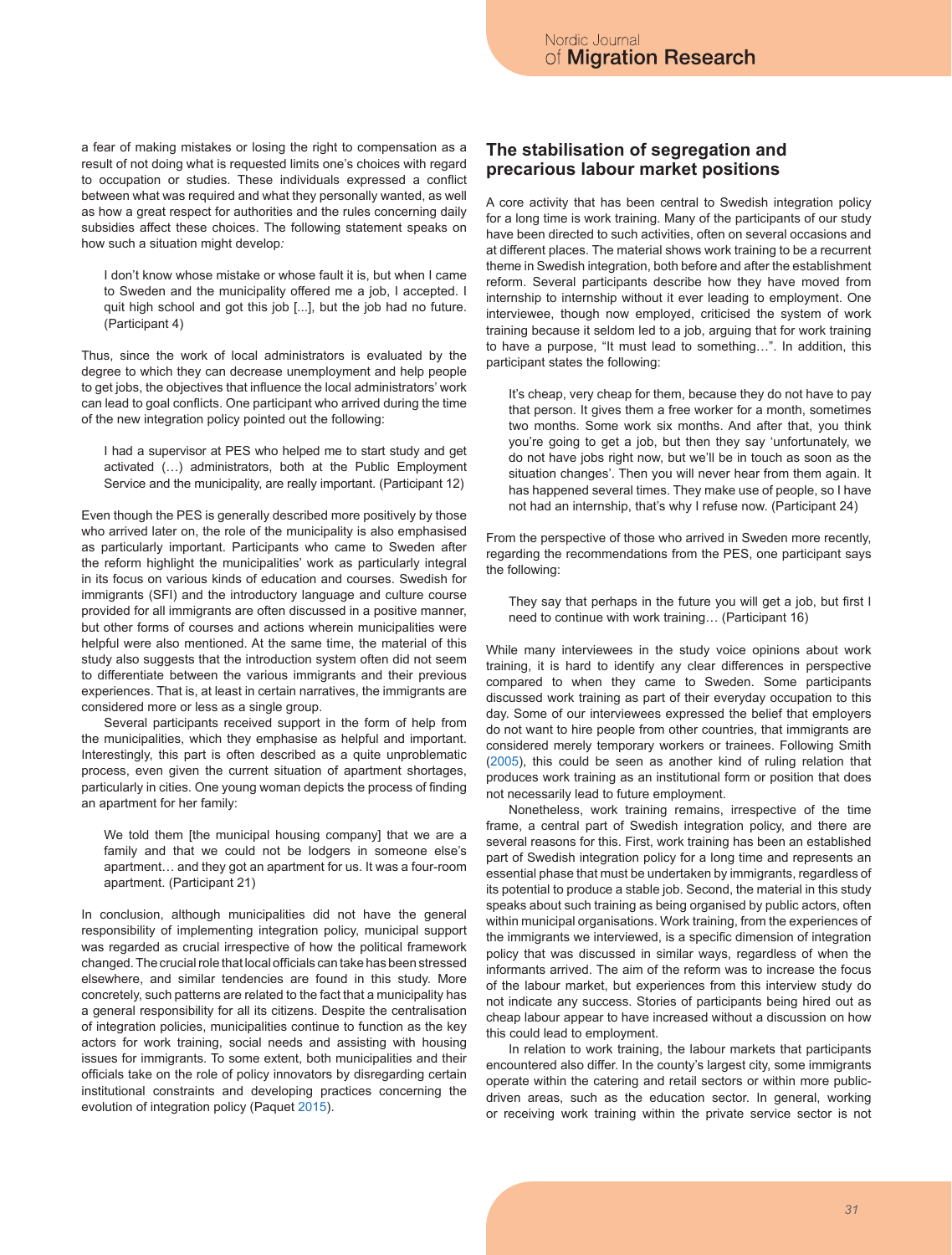a fear of making mistakes or losing the right to compensation as a result of not doing what is requested limits one's choices with regard to occupation or studies. These individuals expressed a conflict between what was required and what they personally wanted, as well as how a great respect for authorities and the rules concerning daily subsidies affect these choices. The following statement speaks on how such a situation might develop:

> I don't know whose mistake or whose fault it is, but when I came to Sweden and the municipality offered me a job, I accepted. I quit high school and got this job [...], but the job had no future. (Participant 4)

Thus, since the work of local administrators is evaluated by the degree to which they can decrease unemployment and help people to get jobs, the objectives that influence the local administrators' work can lead to goal conflicts. One participant who arrived during the time of the new integration policy pointed out the following:

> I had a supervisor at PES who helped me to start study and get activated (…) administrators, both at the Public Employment Service and the municipality, are really important. (Participant 12)

Even though the PES is generally described more positively by those who arrived later on, the role of the municipality is also emphasised as particularly important. Participants who came to Sweden after the reform highlight the municipalities' work as particularly integral in its focus on various kinds of education and courses. Swedish for immigrants (SFI) and the introductory language and culture course provided for all immigrants are often discussed in a positive manner, but other forms of courses and actions wherein municipalities were helpful were also mentioned. At the same time, the material of this study also suggests that the introduction system often did not seem to differentiate between the various immigrants and their previous experiences. That is, at least in certain narratives, the immigrants are considered more or less as a single group.

Several participants received support in the form of help from the municipalities, which they emphasise as helpful and important. Interestingly, this part is often described as a quite unproblematic process, even given the current situation of apartment shortages, particularly in cities. One young woman depicts the process of finding an apartment for her family:

> We told them [the municipal housing company] that we are a family and that we could not be lodgers in someone else's apartment… and they got an apartment for us. It was a four-room apartment. (Participant 21)

In conclusion, although municipalities did not have the general responsibility of implementing integration policy, municipal support was regarded as crucial irrespective of how the political framework changed. The crucial role that local officials can take has been stressed elsewhere, and similar tendencies are found in this study. More concretely, such patterns are related to the fact that a municipality has a general responsibility for all its citizens. Despite the centralisation of integration policies, municipalities continue to function as the key actors for work training, social needs and assisting with housing issues for immigrants. To some extent, both municipalities and their officials take on the role of policy innovators by disregarding certain institutional constraints and developing practices concerning the evolution of integration policy (Paquet 2015).

## The stabilisation of segregation and precarious labour market positions

A core activity that has been central to Swedish integration policy for a long time is work training. Many of the participants of our study have been directed to such activities, often on several occasions and at different places. The material shows work training to be a recurrent theme in Swedish integration, both before and after the establishment reform. Several participants describe how they have moved from internship to internship without it ever leading to employment. One interviewee, though now employed, criticised the system of work training because it seldom led to a job, arguing that for work training to have a purpose, "It must lead to something…". In addition, this participant states the following:

> It's cheap, very cheap for them, because they do not have to pay that person. It gives them a free worker for a month, sometimes two months. Some work six months. And after that, you think you're going to get a job, but then they say 'unfortunately, we do not have jobs right now, but we'll be in touch as soon as the situation changes'. Then you will never hear from them again. It has happened several times. They make use of people, so I have not had an internship, that's why I refuse now. (Participant 24)

From the perspective of those who arrived in Sweden more recently, regarding the recommendations from the PES, one participant says the following:

> They say that perhaps in the future you will get a job, but first I need to continue with work training… (Participant 16)

While many interviewees in the study voice opinions about work training, it is hard to identify any clear differences in perspective compared to when they came to Sweden. Some participants discussed work training as part of their everyday occupation to this day. Some of our interviewees expressed the belief that employers do not want to hire people from other countries, that immigrants are considered merely temporary workers or trainees. Following Smith (2005), this could be seen as another kind of ruling relation that produces work training as an institutional form or position that does not necessarily lead to future employment.

Nonetheless, work training remains, irrespective of the time frame, a central part of Swedish integration policy, and there are several reasons for this. First, work training has been an established part of Swedish integration policy for a long time and represents an essential phase that must be undertaken by immigrants, regardless of its potential to produce a stable job. Second, the material in this study speaks about such training as being organised by public actors, often within municipal organisations. Work training, from the experiences of the immigrants we interviewed, is a specific dimension of integration policy that was discussed in similar ways, regardless of when the informants arrived. The aim of the reform was to increase the focus of the labour market, but experiences from this interview study do not indicate any success. Stories of participants being hired out as cheap labour appear to have increased without a discussion on how this could lead to employment.

In relation to work training, the labour markets that participants encountered also differ. In the county's largest city, some immigrants operate within the catering and retail sectors or within more public-driven areas, such as the education sector. In general, working or receiving work training within the private service sector is not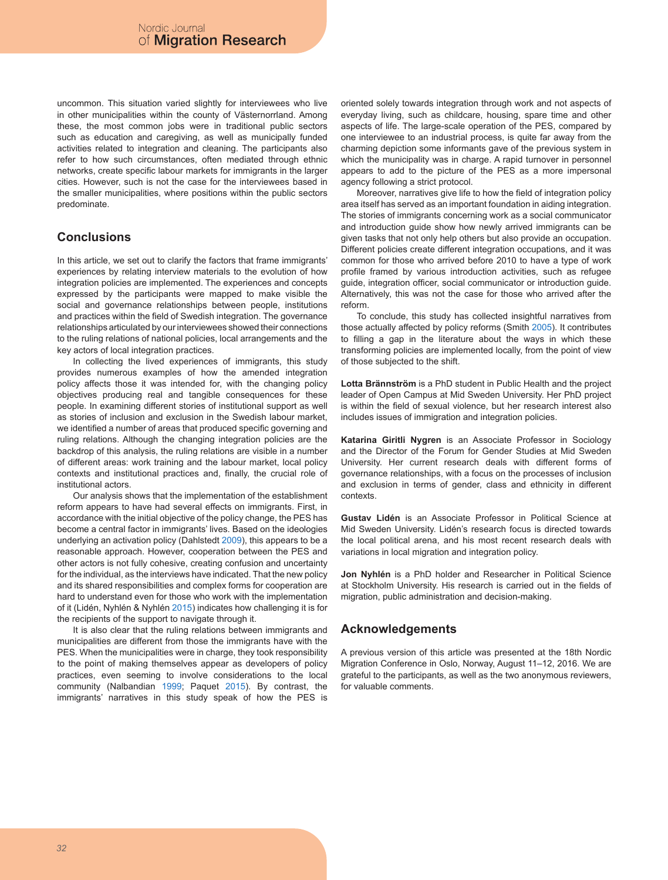uncommon. This situation varied slightly for interviewees who live in other municipalities within the county of Västernorrland. Among these, the most common jobs were in traditional public sectors such as education and caregiving, as well as municipally funded activities related to integration and cleaning. The participants also refer to how such circumstances, often mediated through ethnic networks, create specific labour markets for immigrants in the larger cities. However, such is not the case for the interviewees based in the smaller municipalities, where positions within the public sectors predominate.

## Conclusions

In this article, we set out to clarify the factors that frame immigrants' experiences by relating interview materials to the evolution of how integration policies are implemented. The experiences and concepts expressed by the participants were mapped to make visible the social and governance relationships between people, institutions and practices within the field of Swedish integration. The governance relationships articulated by our interviewees showed their connections to the ruling relations of national policies, local arrangements and the key actors of local integration practices.

In collecting the lived experiences of immigrants, this study provides numerous examples of how the amended integration policy affects those it was intended for, with the changing policy objectives producing real and tangible consequences for these people. In examining different stories of institutional support as well as stories of inclusion and exclusion in the Swedish labour market, we identified a number of areas that produced specific governing and ruling relations. Although the changing integration policies are the backdrop of this analysis, the ruling relations are visible in a number of different areas: work training and the labour market, local policy contexts and institutional practices and, finally, the crucial role of institutional actors.

Our analysis shows that the implementation of the establishment reform appears to have had several effects on immigrants. First, in accordance with the initial objective of the policy change, the PES has become a central factor in immigrants' lives. Based on the ideologies underlying an activation policy (Dahlstedt 2009), this appears to be a reasonable approach. However, cooperation between the PES and other actors is not fully cohesive, creating confusion and uncertainty for the individual, as the interviews have indicated. That the new policy and its shared responsibilities and complex forms for cooperation are hard to understand even for those who work with the implementation of it (Lidén, Nyhlén & Nyhlén 2015) indicates how challenging it is for the recipients of the support to navigate through it.

It is also clear that the ruling relations between immigrants and municipalities are different from those the immigrants have with the PES. When the municipalities were in charge, they took responsibility to the point of making themselves appear as developers of policy practices, even seeming to involve considerations to the local community (Nalbandian 1999; Paquet 2015). By contrast, the immigrants' narratives in this study speak of how the PES is oriented solely towards integration through work and not aspects of everyday living, such as childcare, housing, spare time and other aspects of life. The large-scale operation of the PES, compared by one interviewee to an industrial process, is quite far away from the charming depiction some informants gave of the previous system in which the municipality was in charge. A rapid turnover in personnel appears to add to the picture of the PES as a more impersonal agency following a strict protocol.

Moreover, narratives give life to how the field of integration policy area itself has served as an important foundation in aiding integration. The stories of immigrants concerning work as a social communicator and introduction guide show how newly arrived immigrants can be given tasks that not only help others but also provide an occupation. Different policies create different integration occupations, and it was common for those who arrived before 2010 to have a type of work profile framed by various introduction activities, such as refugee guide, integration officer, social communicator or introduction guide. Alternatively, this was not the case for those who arrived after the reform.

To conclude, this study has collected insightful narratives from those actually affected by policy reforms (Smith 2005). It contributes to filling a gap in the literature about the ways in which these transforming policies are implemented locally, from the point of view of those subjected to the shift.

**Lotta Brännström** is a PhD student in Public Health and the project leader of Open Campus at Mid Sweden University. Her PhD project is within the field of sexual violence, but her research interest also includes issues of immigration and integration policies.

**Katarina Giritli Nygren** is an Associate Professor in Sociology and the Director of the Forum for Gender Studies at Mid Sweden University. Her current research deals with different forms of governance relationships, with a focus on the processes of inclusion and exclusion in terms of gender, class and ethnicity in different contexts.

**Gustav Lidén** is an Associate Professor in Political Science at Mid Sweden University. Lidén's research focus is directed towards the local political arena, and his most recent research deals with variations in local migration and integration policy.

**Jon Nyhlén** is a PhD holder and Researcher in Political Science at Stockholm University. His research is carried out in the fields of migration, public administration and decision-making.

## Acknowledgements

A previous version of this article was presented at the 18th Nordic Migration Conference in Oslo, Norway, August 11–12, 2016. We are grateful to the participants, as well as the two anonymous reviewers, for valuable comments.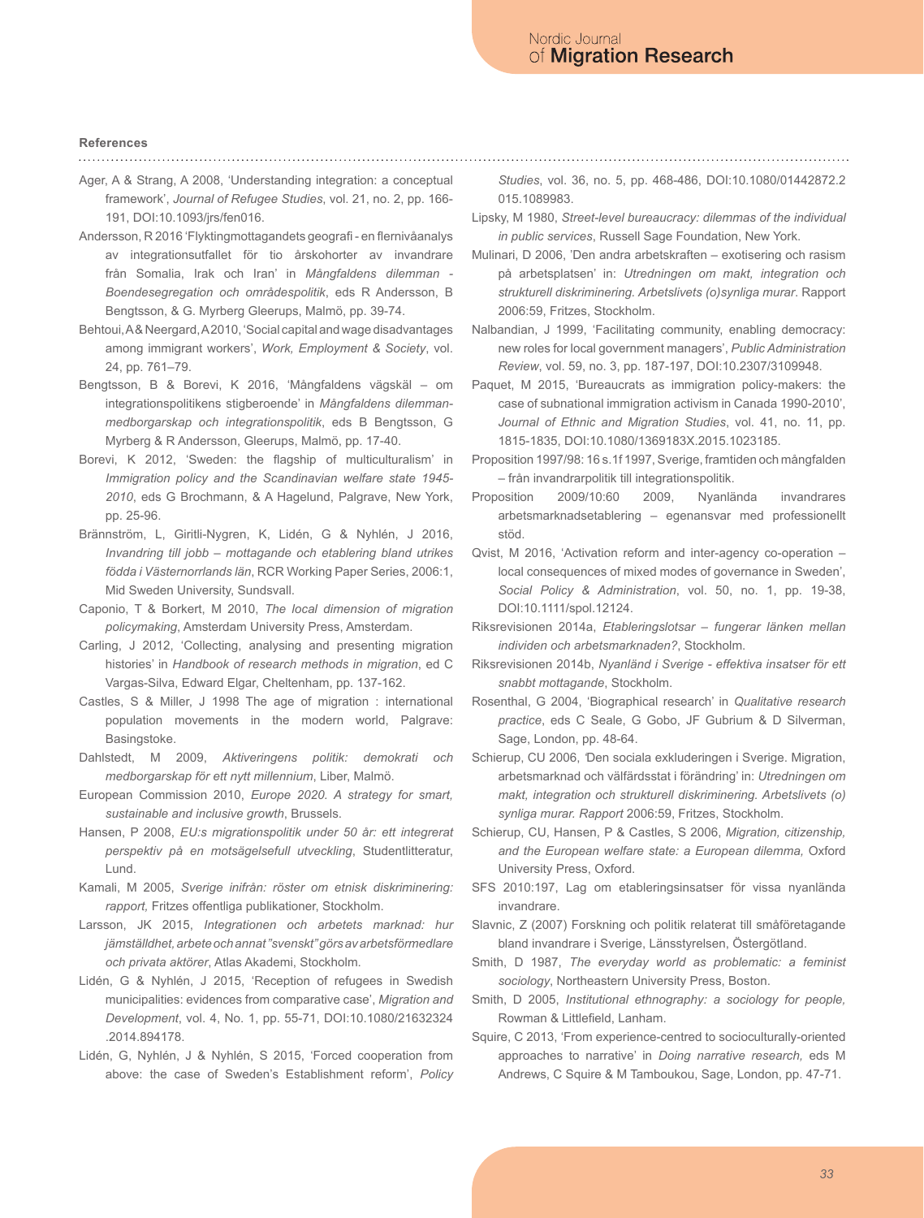**References**

Ager, A & Strang, A 2008, 'Understanding integration: a conceptual framework', *Journal of Refugee Studies*, vol. 21, no. 2, pp. 166-191, DOI:10.1093/jrs/fen016.

Andersson, R 2016 'Flyktingmottagandets geografi - en flernivåanalys av integrationsutfallet för tio årskohorter av invandrare från Somalia, Irak och Iran' in *Mångfaldens dilemman - Boendesegregation och områdespolitik*, eds R Andersson, B Bengtsson, & G. Myrberg Gleerups, Malmö, pp. 39-74.

Behtoui, A & Neergard, A 2010, 'Social capital and wage disadvantages among immigrant workers', *Work, Employment & Society*, vol. 24, pp. 761–79.

Bengtsson, B & Borevi, K 2016, 'Mångfaldens vägskäl – om integrationspolitikens stigberoende' in *Mångfaldens dilemman-medborgarskap och integrationspolitik*, eds B Bengtsson, G Myrberg & R Andersson, Gleerups, Malmö, pp. 17-40.

Borevi, K 2012, 'Sweden: the flagship of multiculturalism' in *Immigration policy and the Scandinavian welfare state 1945-2010*, eds G Brochmann, & A Hagelund, Palgrave, New York, pp. 25-96.

Brännström, L, Giritli-Nygren, K, Lidén, G & Nyhlén, J 2016, *Invandring till jobb – mottagande och etablering bland utrikes födda i Västernorrlands län*, RCR Working Paper Series, 2006:1, Mid Sweden University, Sundsvall.

Caponio, T & Borkert, M 2010, *The local dimension of migration policymaking*, Amsterdam University Press, Amsterdam.

Carling, J 2012, 'Collecting, analysing and presenting migration histories' in *Handbook of research methods in migration*, ed C Vargas-Silva, Edward Elgar, Cheltenham, pp. 137-162.

Castles, S & Miller, J 1998 The age of migration : international population movements in the modern world, Palgrave: Basingstoke.

Dahlstedt, M 2009, *Aktiveringens politik: demokrati och medborgarskap för ett nytt millennium*, Liber, Malmö.

European Commission 2010, *Europe 2020. A strategy for smart, sustainable and inclusive growth*, Brussels.

Hansen, P 2008, *EU:s migrationspolitik under 50 år: ett integrerat perspektiv på en motsägelsefull utveckling*, Studentlitteratur, Lund.

Kamali, M 2005, *Sverige inifrån: röster om etnisk diskriminering: rapport,* Fritzes offentliga publikationer, Stockholm.

Larsson, JK 2015, *Integrationen och arbetets marknad: hur jämställdhet, arbete och annat "svenskt" görs av arbetsförmedlare och privata aktörer*, Atlas Akademi, Stockholm.

Lidén, G & Nyhlén, J 2015, 'Reception of refugees in Swedish municipalities: evidences from comparative case', *Migration and Development*, vol. 4, No. 1, pp. 55-71, DOI:10.1080/21632324.2014.894178.

Lidén, G, Nyhlén, J & Nyhlén, S 2015, 'Forced cooperation from above: the case of Sweden's Establishment reform', *Policy Studies*, vol. 36, no. 5, pp. 468-486, DOI:10.1080/01442872.2015.1089983.

Lipsky, M 1980, *Street-level bureaucracy: dilemmas of the individual in public services*, Russell Sage Foundation, New York.

Mulinari, D 2006, 'Den andra arbetskraften – exotisering och rasism på arbetsplatsen' in: *Utredningen om makt, integration och strukturell diskriminering. Arbetslivets (o)synliga murar*. Rapport 2006:59, Fritzes, Stockholm.

Nalbandian, J 1999, 'Facilitating community, enabling democracy: new roles for local government managers', *Public Administration Review*, vol. 59, no. 3, pp. 187-197, DOI:10.2307/3109948.

Paquet, M 2015, 'Bureaucrats as immigration policy-makers: the case of subnational immigration activism in Canada 1990-2010', *Journal of Ethnic and Migration Studies*, vol. 41, no. 11, pp. 1815-1835, DOI:10.1080/1369183X.2015.1023185.

Proposition 1997/98: 16 s.1f 1997, Sverige, framtiden och mångfalden – från invandrarpolitik till integrationspolitik.

Proposition 2009/10:60 2009, Nyanlända invandrares arbetsmarknadsetablering – egenansvar med professionellt stöd.

Qvist, M 2016, 'Activation reform and inter-agency co-operation – local consequences of mixed modes of governance in Sweden', *Social Policy & Administration*, vol. 50, no. 1, pp. 19-38, DOI:10.1111/spol.12124.

Riksrevisionen 2014a, *Etableringslotsar – fungerar länken mellan individen och arbetsmarknaden?*, Stockholm.

Riksrevisionen 2014b, *Nyanländ i Sverige - effektiva insatser för ett snabbt mottagande*, Stockholm.

Rosenthal, G 2004, 'Biographical research' in *Qualitative research practice*, eds C Seale, G Gobo, JF Gubrium & D Silverman, Sage, London, pp. 48-64.

Schierup, CU 2006, 'Den sociala exkluderingen i Sverige. Migration, arbetsmarknad och välfärdsstat i förändring' in: *Utredningen om makt, integration och strukturell diskriminering. Arbetslivets (o) synliga murar. Rapport* 2006:59, Fritzes, Stockholm.

Schierup, CU, Hansen, P & Castles, S 2006, *Migration, citizenship, and the European welfare state: a European dilemma,* Oxford University Press, Oxford.

SFS 2010:197, Lag om etableringsinsatser för vissa nyanlända invandrare.

Slavnic, Z (2007) Forskning och politik relaterat till småföretagande bland invandrare i Sverige, Länsstyrelsen, Östergötland.

Smith, D 1987, *The everyday world as problematic: a feminist sociology*, Northeastern University Press, Boston.

Smith, D 2005, *Institutional ethnography: a sociology for people,* Rowman & Littlefield, Lanham.

Squire, C 2013, 'From experience-centred to socioculturally-oriented approaches to narrative' in *Doing narrative research,* eds M Andrews, C Squire & M Tamboukou, Sage, London, pp. 47-71.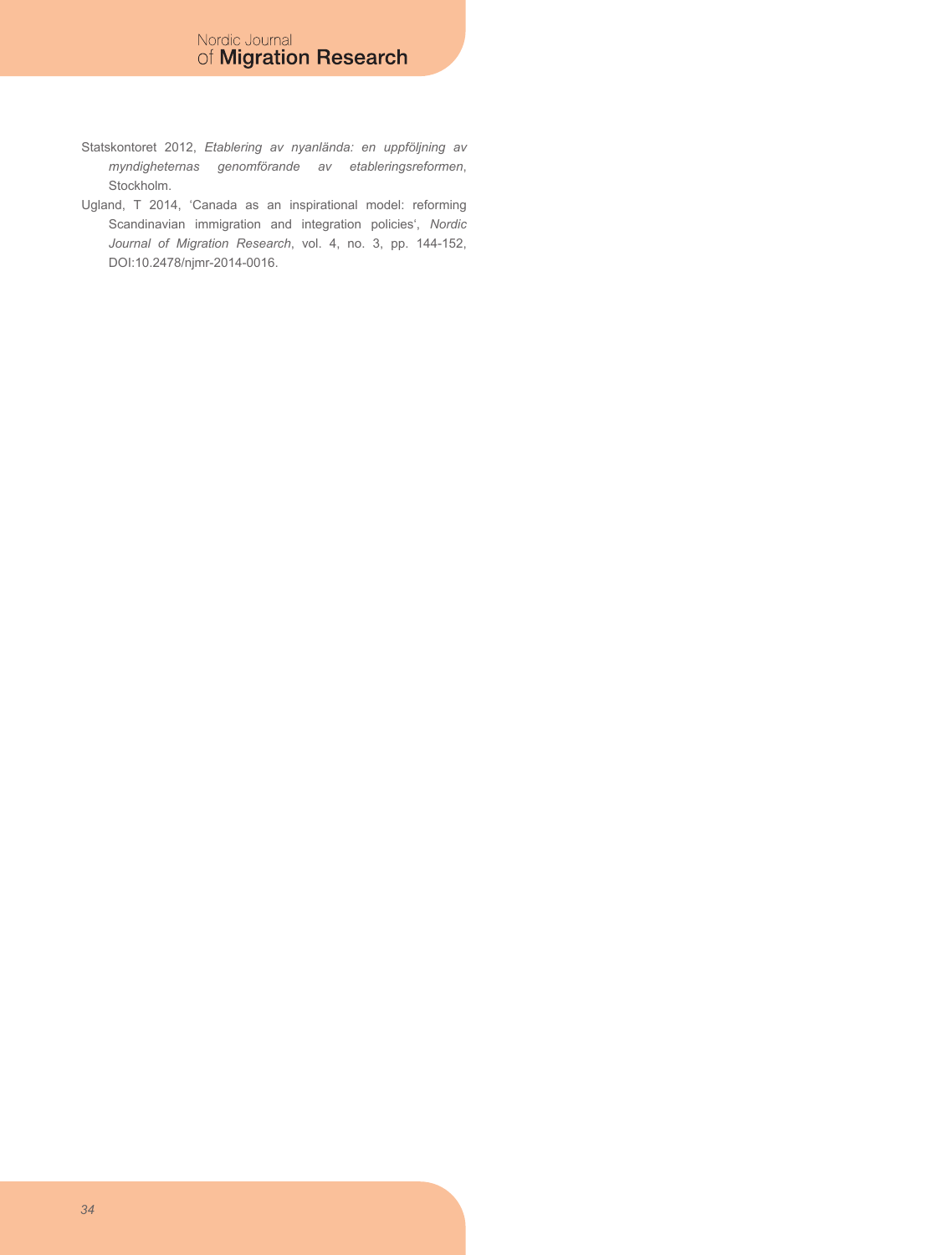Statskontoret 2012, *Etablering av nyanlända: en uppföljning av myndigheternas genomförande av etableringsreformen*, Stockholm.

Ugland, T 2014, 'Canada as an inspirational model: reforming Scandinavian immigration and integration policies', *Nordic Journal of Migration Research*, vol. 4, no. 3, pp. 144-152, DOI:10.2478/njmr-2014-0016.